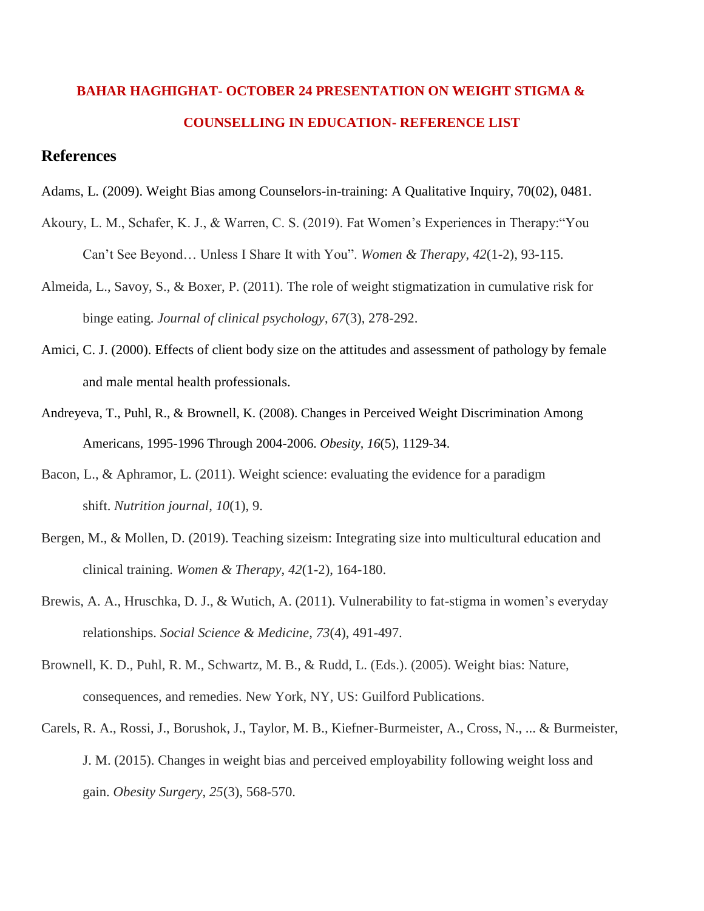**BAHAR HAGHIGHAT- OCTOBER 24 PRESENTATION ON WEIGHT STIGMA & COUNSELLING IN EDUCATION- REFERENCE LIST**

## References

Adams, L. (2009). Weight Bias among Counselors-in-training: A Qualitative Inquiry, 70(02), 0481.

Akoury, L. M., Schafer, K. J., & Warren, C. S. (2019). Fat Women's Experiences in Therapy:"You Can't See Beyond… Unless I Share It with You". *Women & Therapy*, *42*(1-2), 93-115.

Almeida, L., Savoy, S., & Boxer, P. (2011). The role of weight stigmatization in cumulative risk for binge eating. *Journal of clinical psychology*, *67*(3), 278-292.

Amici, C. J. (2000). Effects of client body size on the attitudes and assessment of pathology by female and male mental health professionals.

Andreyeva, T., Puhl, R., & Brownell, K. (2008). Changes in Perceived Weight Discrimination Among Americans, 1995-1996 Through 2004-2006. *Obesity*, *16*(5), 1129-34.

Bacon, L., & Aphramor, L. (2011). Weight science: evaluating the evidence for a paradigm shift. *Nutrition journal*, *10*(1), 9.

Bergen, M., & Mollen, D. (2019). Teaching sizeism: Integrating size into multicultural education and clinical training. *Women & Therapy*, *42*(1-2), 164-180.

Brewis, A. A., Hruschka, D. J., & Wutich, A. (2011). Vulnerability to fat-stigma in women's everyday relationships. *Social Science & Medicine*, *73*(4), 491-497.

Brownell, K. D., Puhl, R. M., Schwartz, M. B., & Rudd, L. (Eds.). (2005). Weight bias: Nature, consequences, and remedies. New York, NY, US: Guilford Publications.

Carels, R. A., Rossi, J., Borushok, J., Taylor, M. B., Kiefner-Burmeister, A., Cross, N., ... & Burmeister, J. M. (2015). Changes in weight bias and perceived employability following weight loss and gain. *Obesity Surgery*, *25*(3), 568-570.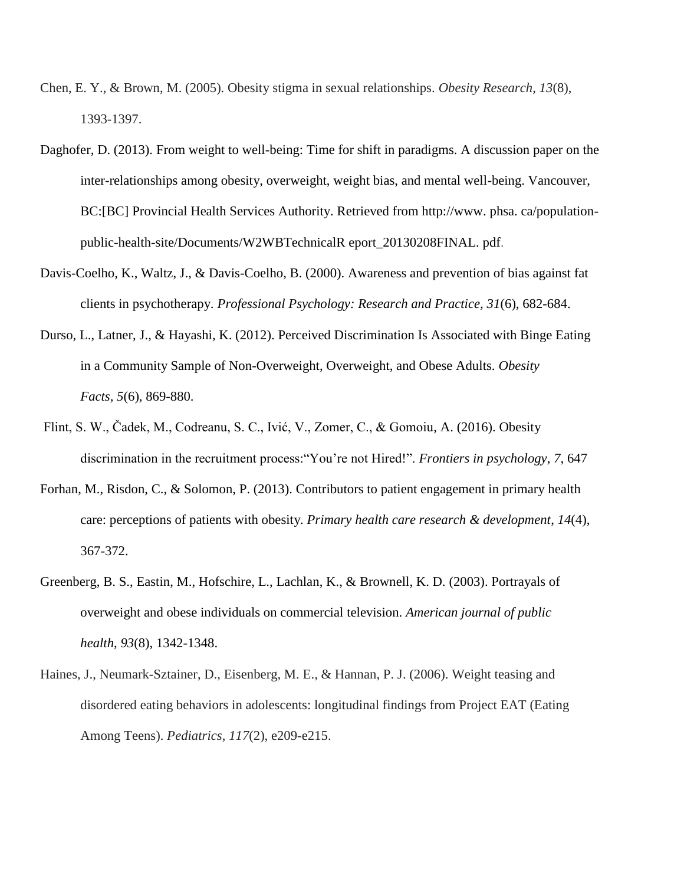Chen, E. Y., & Brown, M. (2005). Obesity stigma in sexual relationships. *Obesity Research*, *13*(8), 1393-1397.

Daghofer, D. (2013). From weight to well-being: Time for shift in paradigms. A discussion paper on the inter-relationships among obesity, overweight, weight bias, and mental well-being. Vancouver, BC:[BC] Provincial Health Services Authority. Retrieved from http://www. phsa. ca/population-public-health-site/Documents/W2WBTechnicalR eport_20130208FINAL. pdf.

Davis-Coelho, K., Waltz, J., & Davis-Coelho, B. (2000). Awareness and prevention of bias against fat clients in psychotherapy. *Professional Psychology: Research and Practice*, *31*(6), 682-684.

Durso, L., Latner, J., & Hayashi, K. (2012). Perceived Discrimination Is Associated with Binge Eating in a Community Sample of Non-Overweight, Overweight, and Obese Adults. *Obesity Facts*, *5*(6), 869-880.

Flint, S. W., Čadek, M., Codreanu, S. C., Ivić, V., Zomer, C., & Gomoiu, A. (2016). Obesity discrimination in the recruitment process:"You're not Hired!". *Frontiers in psychology*, *7*, 647

Forhan, M., Risdon, C., & Solomon, P. (2013). Contributors to patient engagement in primary health care: perceptions of patients with obesity. *Primary health care research & development*, *14*(4), 367-372.

Greenberg, B. S., Eastin, M., Hofschire, L., Lachlan, K., & Brownell, K. D. (2003). Portrayals of overweight and obese individuals on commercial television. *American journal of public health*, *93*(8), 1342-1348.

Haines, J., Neumark-Sztainer, D., Eisenberg, M. E., & Hannan, P. J. (2006). Weight teasing and disordered eating behaviors in adolescents: longitudinal findings from Project EAT (Eating Among Teens). *Pediatrics*, *117*(2), e209-e215.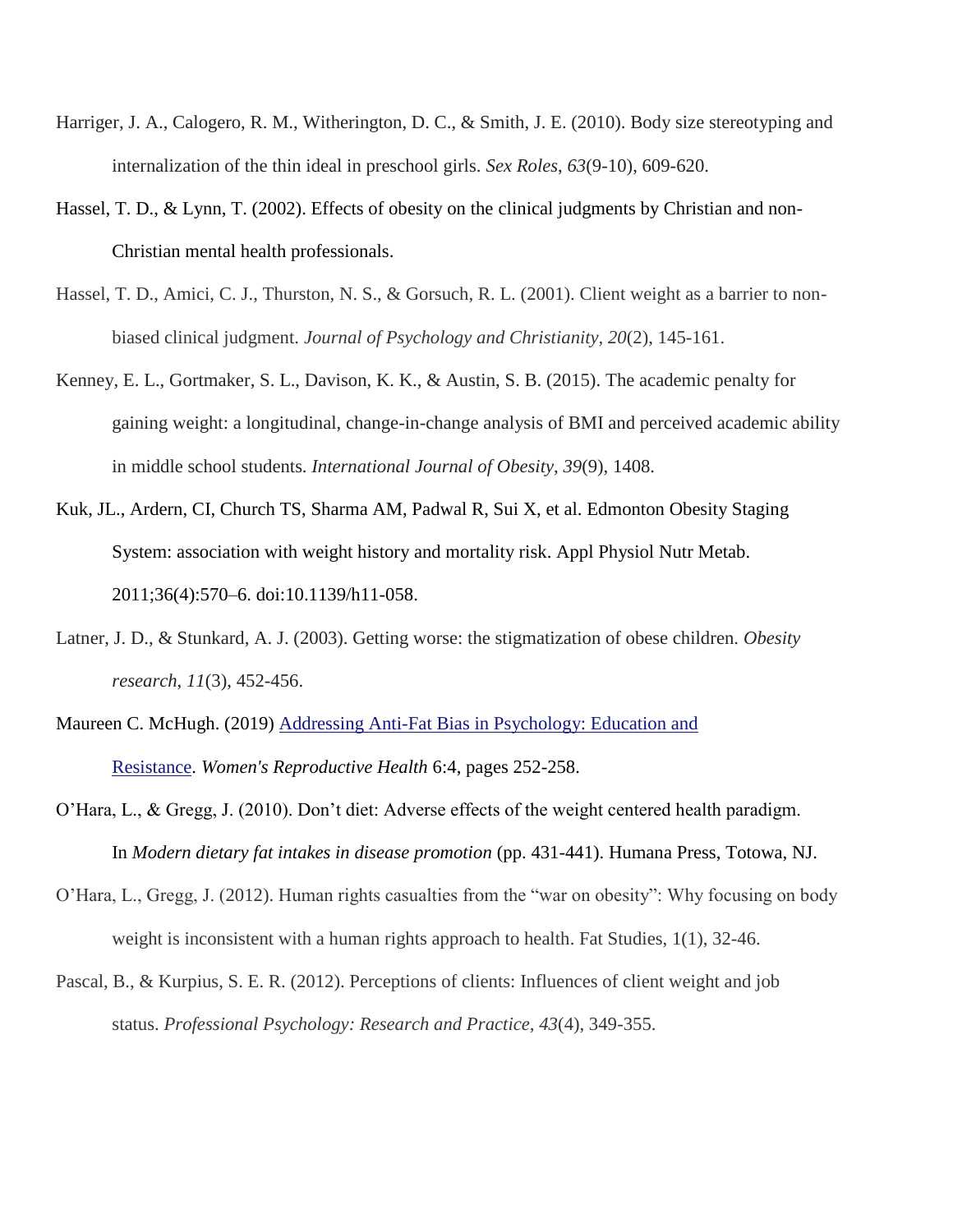Harriger, J. A., Calogero, R. M., Witherington, D. C., & Smith, J. E. (2010). Body size stereotyping and internalization of the thin ideal in preschool girls. *Sex Roles*, *63*(9-10), 609-620.

Hassel, T. D., & Lynn, T. (2002). Effects of obesity on the clinical judgments by Christian and non-Christian mental health professionals.

Hassel, T. D., Amici, C. J., Thurston, N. S., & Gorsuch, R. L. (2001). Client weight as a barrier to non-biased clinical judgment. *Journal of Psychology and Christianity*, *20*(2), 145-161.

Kenney, E. L., Gortmaker, S. L., Davison, K. K., & Austin, S. B. (2015). The academic penalty for gaining weight: a longitudinal, change-in-change analysis of BMI and perceived academic ability in middle school students. *International Journal of Obesity*, *39*(9), 1408.

Kuk, JL., Ardern, CI, Church TS, Sharma AM, Padwal R, Sui X, et al. Edmonton Obesity Staging System: association with weight history and mortality risk. Appl Physiol Nutr Metab. 2011;36(4):570–6. doi:10.1139/h11-058.

Latner, J. D., & Stunkard, A. J. (2003). Getting worse: the stigmatization of obese children. *Obesity research*, *11*(3), 452-456.

Maureen C. McHugh. (2019) Addressing Anti-Fat Bias in Psychology: Education and Resistance. *Women's Reproductive Health* 6:4, pages 252-258.

O'Hara, L., & Gregg, J. (2010). Don't diet: Adverse effects of the weight centered health paradigm. In *Modern dietary fat intakes in disease promotion* (pp. 431-441). Humana Press, Totowa, NJ.

O'Hara, L., Gregg, J. (2012). Human rights casualties from the "war on obesity": Why focusing on body weight is inconsistent with a human rights approach to health. Fat Studies, 1(1), 32-46.

Pascal, B., & Kurpius, S. E. R. (2012). Perceptions of clients: Influences of client weight and job status. *Professional Psychology: Research and Practice*, *43*(4), 349-355.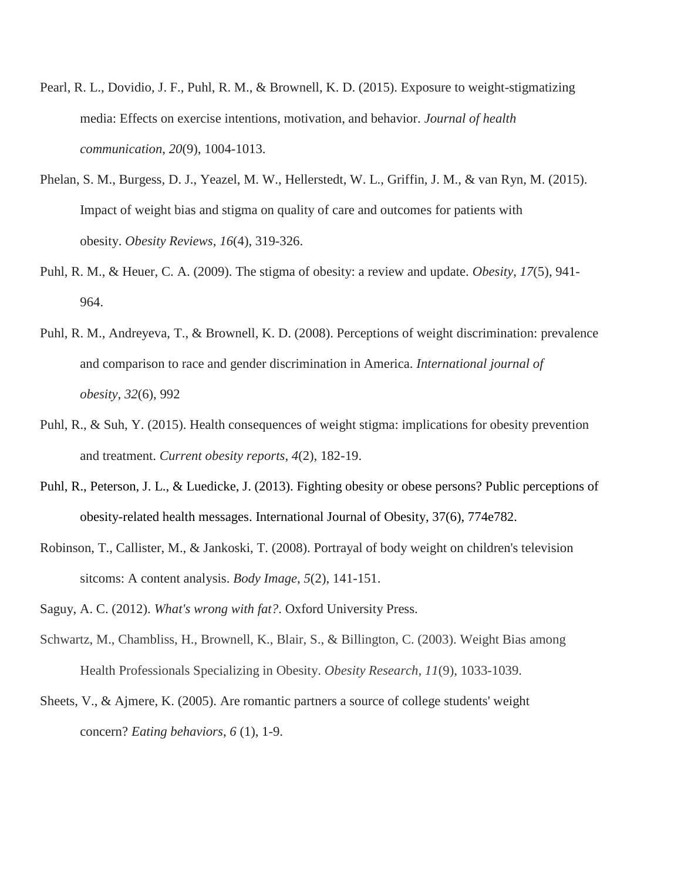Pearl, R. L., Dovidio, J. F., Puhl, R. M., & Brownell, K. D. (2015). Exposure to weight-stigmatizing media: Effects on exercise intentions, motivation, and behavior. *Journal of health communication*, *20*(9), 1004-1013.

Phelan, S. M., Burgess, D. J., Yeazel, M. W., Hellerstedt, W. L., Griffin, J. M., & van Ryn, M. (2015). Impact of weight bias and stigma on quality of care and outcomes for patients with obesity. *Obesity Reviews*, *16*(4), 319-326.

Puhl, R. M., & Heuer, C. A. (2009). The stigma of obesity: a review and update. *Obesity*, *17*(5), 941-964.

Puhl, R. M., Andreyeva, T., & Brownell, K. D. (2008). Perceptions of weight discrimination: prevalence and comparison to race and gender discrimination in America. *International journal of obesity*, *32*(6), 992

Puhl, R., & Suh, Y. (2015). Health consequences of weight stigma: implications for obesity prevention and treatment. *Current obesity reports*, *4*(2), 182-19.

Puhl, R., Peterson, J. L., & Luedicke, J. (2013). Fighting obesity or obese persons? Public perceptions of obesity-related health messages. International Journal of Obesity, 37(6), 774e782.

Robinson, T., Callister, M., & Jankoski, T. (2008). Portrayal of body weight on children's television sitcoms: A content analysis. *Body Image*, *5*(2), 141-151.

Saguy, A. C. (2012). *What's wrong with fat?*. Oxford University Press.

Schwartz, M., Chambliss, H., Brownell, K., Blair, S., & Billington, C. (2003). Weight Bias among Health Professionals Specializing in Obesity. *Obesity Research*, *11*(9), 1033-1039.

Sheets, V., & Ajmere, K. (2005). Are romantic partners a source of college students' weight concern? *Eating behaviors*, *6* (1), 1-9.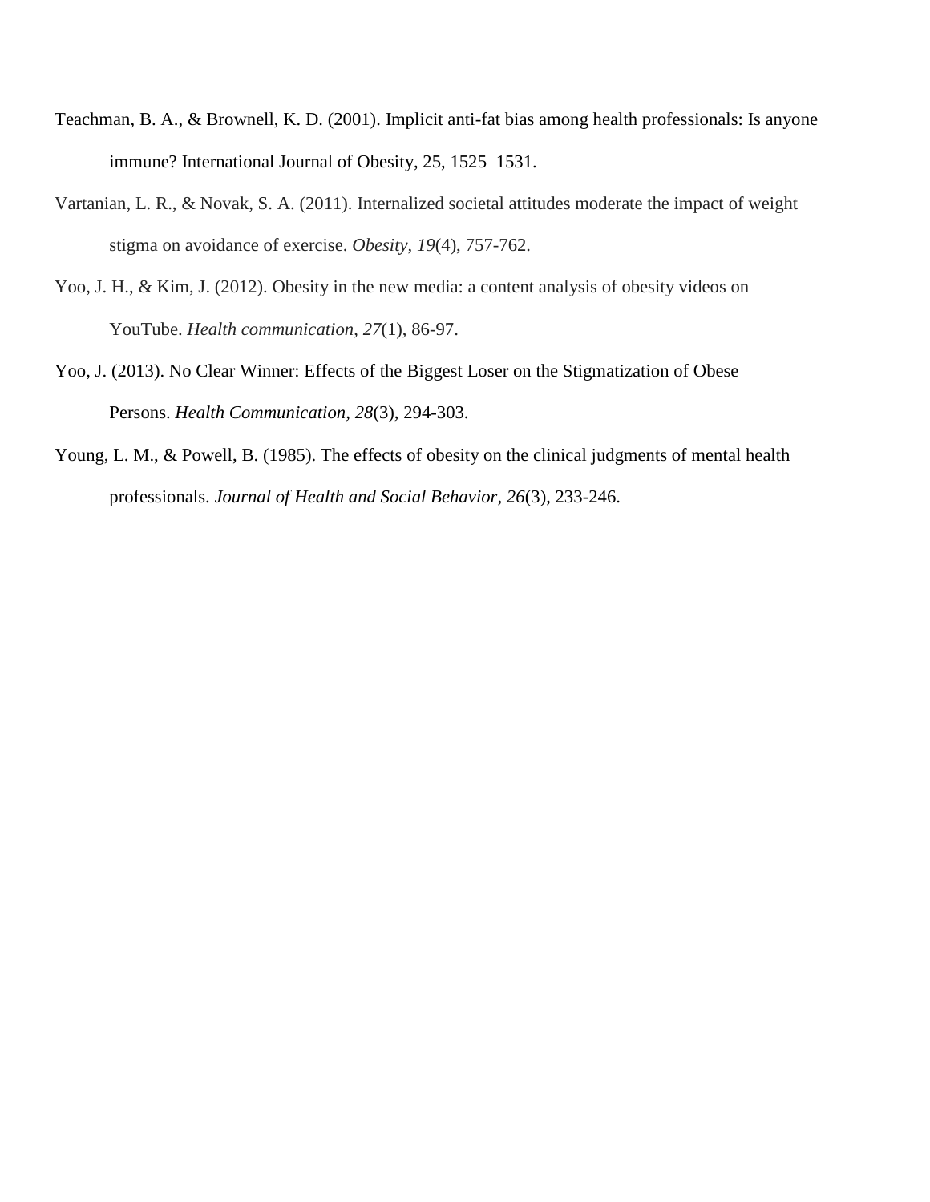Teachman, B. A., & Brownell, K. D. (2001). Implicit anti-fat bias among health professionals: Is anyone immune? International Journal of Obesity, 25, 1525–1531.

Vartanian, L. R., & Novak, S. A. (2011). Internalized societal attitudes moderate the impact of weight stigma on avoidance of exercise. *Obesity*, *19*(4), 757-762.

Yoo, J. H., & Kim, J. (2012). Obesity in the new media: a content analysis of obesity videos on YouTube. *Health communication*, *27*(1), 86-97.

Yoo, J. (2013). No Clear Winner: Effects of the Biggest Loser on the Stigmatization of Obese Persons. *Health Communication*, *28*(3), 294-303.

Young, L. M., & Powell, B. (1985). The effects of obesity on the clinical judgments of mental health professionals. *Journal of Health and Social Behavior*, *26*(3), 233-246.